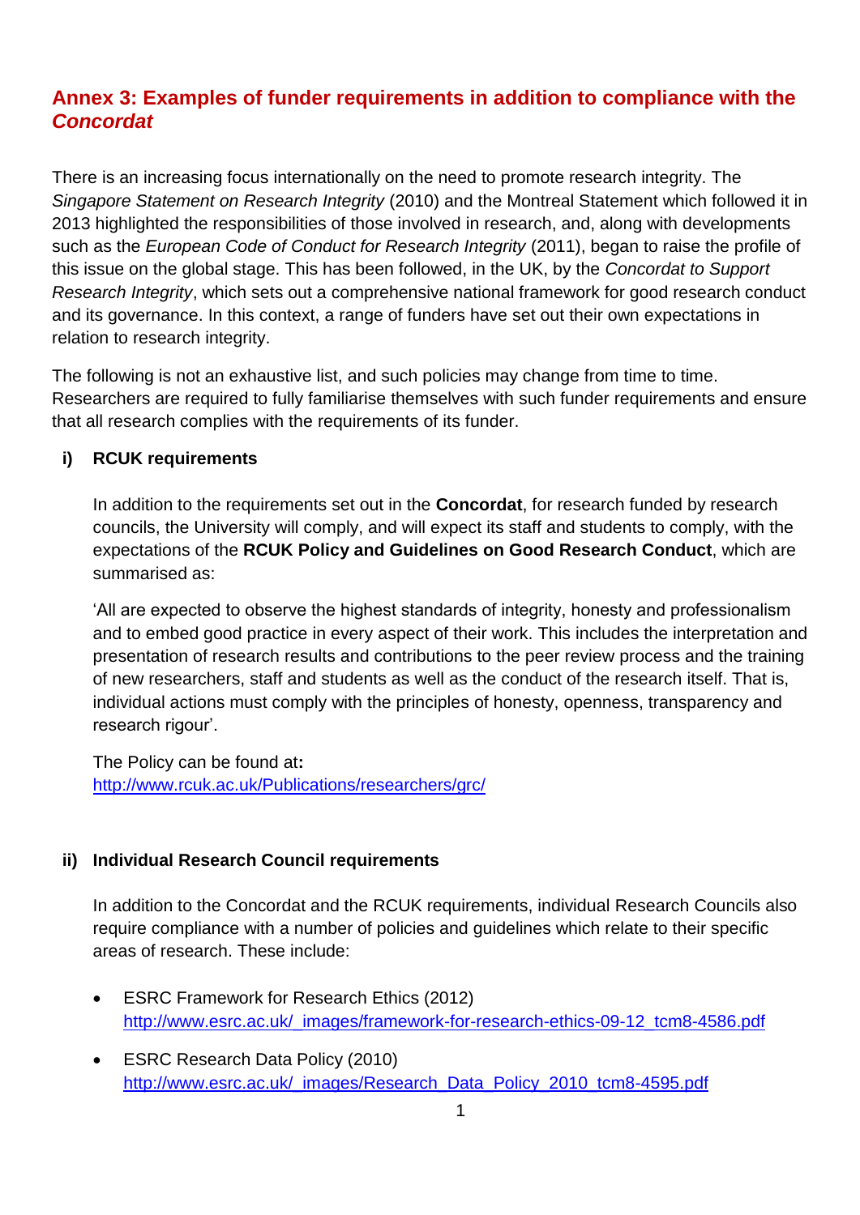## Annex 3: Examples of funder requirements in addition to compliance with the *Concordat*

There is an increasing focus internationally on the need to promote research integrity. The *Singapore Statement on Research Integrity* (2010) and the Montreal Statement which followed it in 2013 highlighted the responsibilities of those involved in research, and, along with developments such as the *European Code of Conduct for Research Integrity* (2011), began to raise the profile of this issue on the global stage. This has been followed, in the UK, by the *Concordat to Support Research Integrity*, which sets out a comprehensive national framework for good research conduct and its governance. In this context, a range of funders have set out their own expectations in relation to research integrity.

The following is not an exhaustive list, and such policies may change from time to time. Researchers are required to fully familiarise themselves with such funder requirements and ensure that all research complies with the requirements of its funder.

### i) RCUK requirements

In addition to the requirements set out in the **Concordat**, for research funded by research councils, the University will comply, and will expect its staff and students to comply, with the expectations of the **RCUK Policy and Guidelines on Good Research Conduct**, which are summarised as:

'All are expected to observe the highest standards of integrity, honesty and professionalism and to embed good practice in every aspect of their work. This includes the interpretation and presentation of research results and contributions to the peer review process and the training of new researchers, staff and students as well as the conduct of the research itself. That is, individual actions must comply with the principles of honesty, openness, transparency and research rigour'.

The Policy can be found at**:**
http://www.rcuk.ac.uk/Publications/researchers/grc/

### ii) Individual Research Council requirements

In addition to the Concordat and the RCUK requirements, individual Research Councils also require compliance with a number of policies and guidelines which relate to their specific areas of research. These include:

- ESRC Framework for Research Ethics (2012)
  http://www.esrc.ac.uk/_images/framework-for-research-ethics-09-12_tcm8-4586.pdf
- ESRC Research Data Policy (2010)
  http://www.esrc.ac.uk/_images/Research_Data_Policy_2010_tcm8-4595.pdf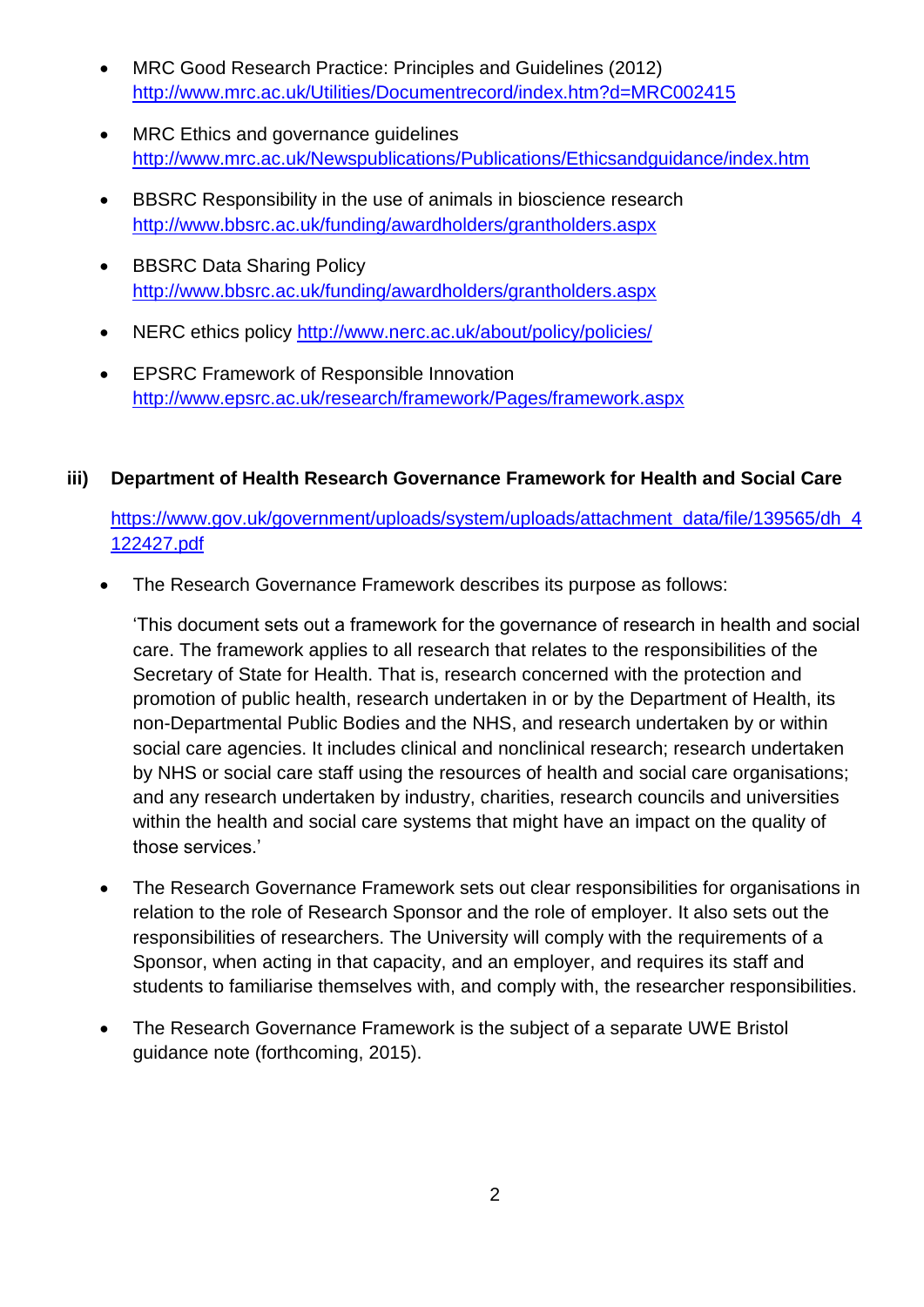- MRC Good Research Practice: Principles and Guidelines (2012)
  http://www.mrc.ac.uk/Utilities/Documentrecord/index.htm?d=MRC002415

- MRC Ethics and governance guidelines
  http://www.mrc.ac.uk/Newspublications/Publications/Ethicsandguidance/index.htm

- BBSRC Responsibility in the use of animals in bioscience research
  http://www.bbsrc.ac.uk/funding/awardholders/grantholders.aspx

- BBSRC Data Sharing Policy
  http://www.bbsrc.ac.uk/funding/awardholders/grantholders.aspx

- NERC ethics policy http://www.nerc.ac.uk/about/policy/policies/

- EPSRC Framework of Responsible Innovation
  http://www.epsrc.ac.uk/research/framework/Pages/framework.aspx

**iii) Department of Health Research Governance Framework for Health and Social Care**

https://www.gov.uk/government/uploads/system/uploads/attachment_data/file/139565/dh_4122427.pdf

- The Research Governance Framework describes its purpose as follows:

  'This document sets out a framework for the governance of research in health and social care. The framework applies to all research that relates to the responsibilities of the Secretary of State for Health. That is, research concerned with the protection and promotion of public health, research undertaken in or by the Department of Health, its non-Departmental Public Bodies and the NHS, and research undertaken by or within social care agencies. It includes clinical and nonclinical research; research undertaken by NHS or social care staff using the resources of health and social care organisations; and any research undertaken by industry, charities, research councils and universities within the health and social care systems that might have an impact on the quality of those services.'

- The Research Governance Framework sets out clear responsibilities for organisations in relation to the role of Research Sponsor and the role of employer. It also sets out the responsibilities of researchers. The University will comply with the requirements of a Sponsor, when acting in that capacity, and an employer, and requires its staff and students to familiarise themselves with, and comply with, the researcher responsibilities.

- The Research Governance Framework is the subject of a separate UWE Bristol guidance note (forthcoming, 2015).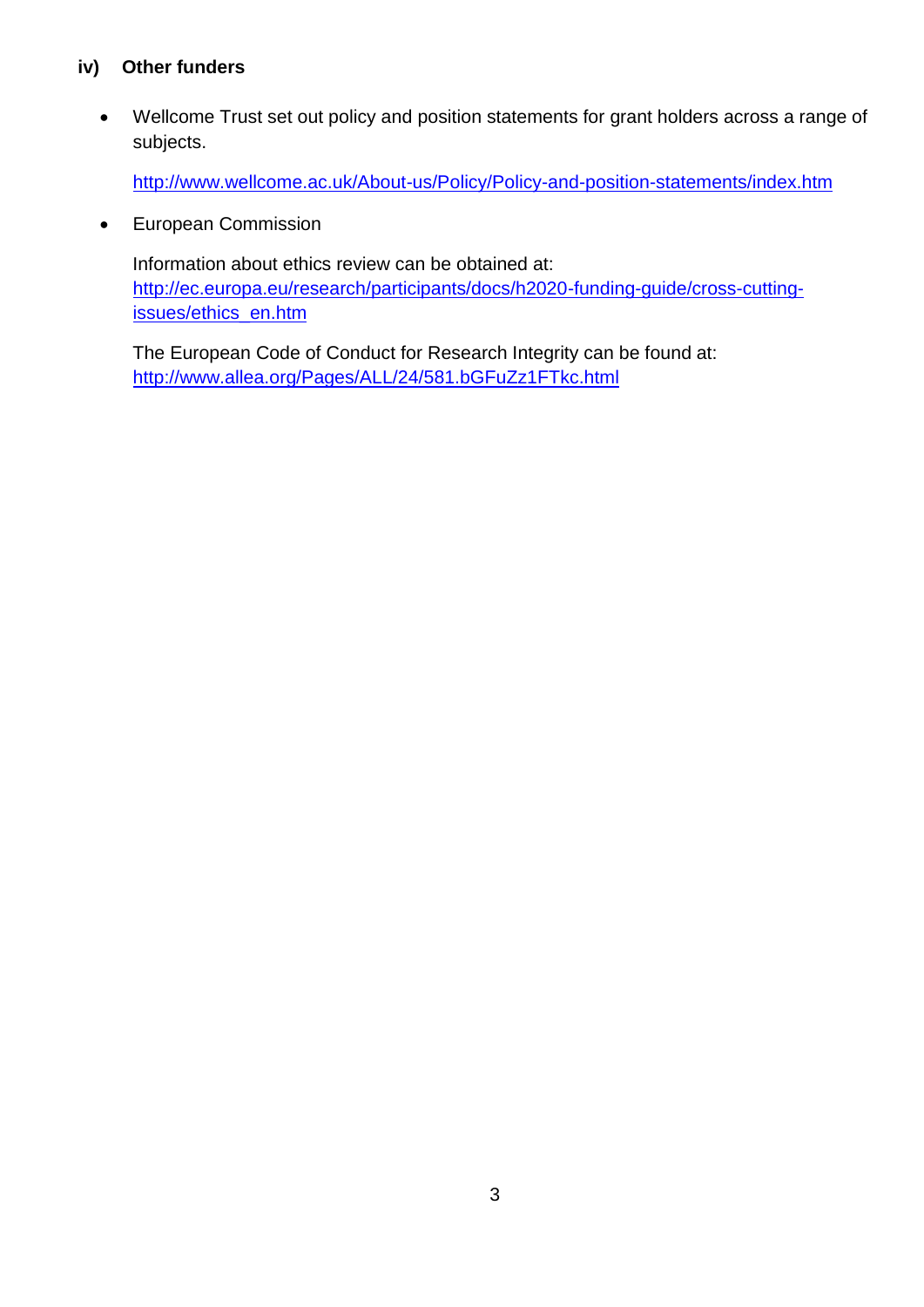### iv) Other funders

- Wellcome Trust set out policy and position statements for grant holders across a range of subjects.

  http://www.wellcome.ac.uk/About-us/Policy/Policy-and-position-statements/index.htm

- European Commission

  Information about ethics review can be obtained at:
  http://ec.europa.eu/research/participants/docs/h2020-funding-guide/cross-cutting-issues/ethics_en.htm

  The European Code of Conduct for Research Integrity can be found at:
  http://www.allea.org/Pages/ALL/24/581.bGFuZz1FTkc.html